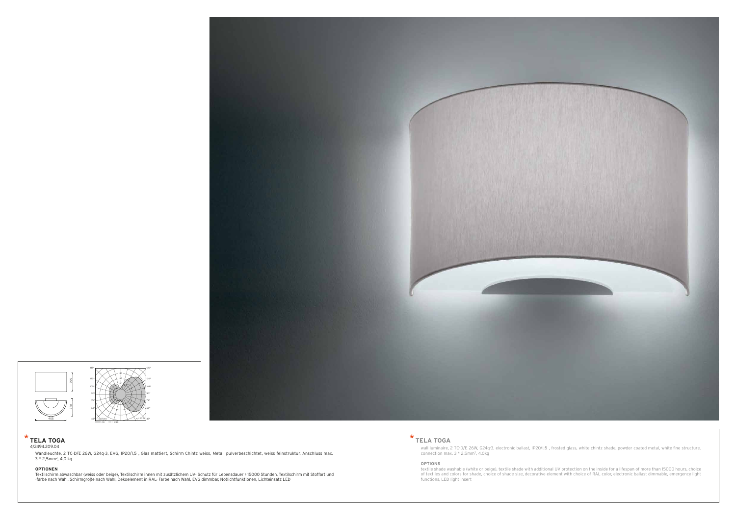## * TELA TOGA

4/2494.209.04

Wandleuchte, 2 TC-D/E 26W, G24q-3, EVG, IP20/I,5 , Glas mattiert, Schirm Chintz weiss, Metall pulverbeschichtet, weiss feinstruktur, Anschluss max. 3 * 2,5mm², 4,0 kg

**OPTIONEN**

Textilschirm abwaschbar (weiss oder beige), Textilschirm innen mit zusätzlichem UV- Schutz für Lebensdauer > 15000 Stunden, Textilschirm mit Stoffart und -farbe nach Wahl, Schirmgröße nach Wahl, Dekoelement in RAL- Farbe nach Wahl, EVG dimmbar, Notlichtfunktionen, Lichteinsatz LED

## * TELA TOGA

wall luminaire, 2 TC-D/E 26W, G24q-3, electronic ballast, IP20/I,5 , frosted glass, white chintz shade, powder coated metal, white fine structure, connection max. 3 * 2.5mm², 4.0kg

**OPTIONS**

textile shade washable (white or beige), textile shade with additional UV protection on the inside for a lifespan of more than 15000 hours, choice of textiles and colors for shade, choice of shade size, decorative element with choice of RAL color, electronic ballast dimmable, emergency light functions, LED light insert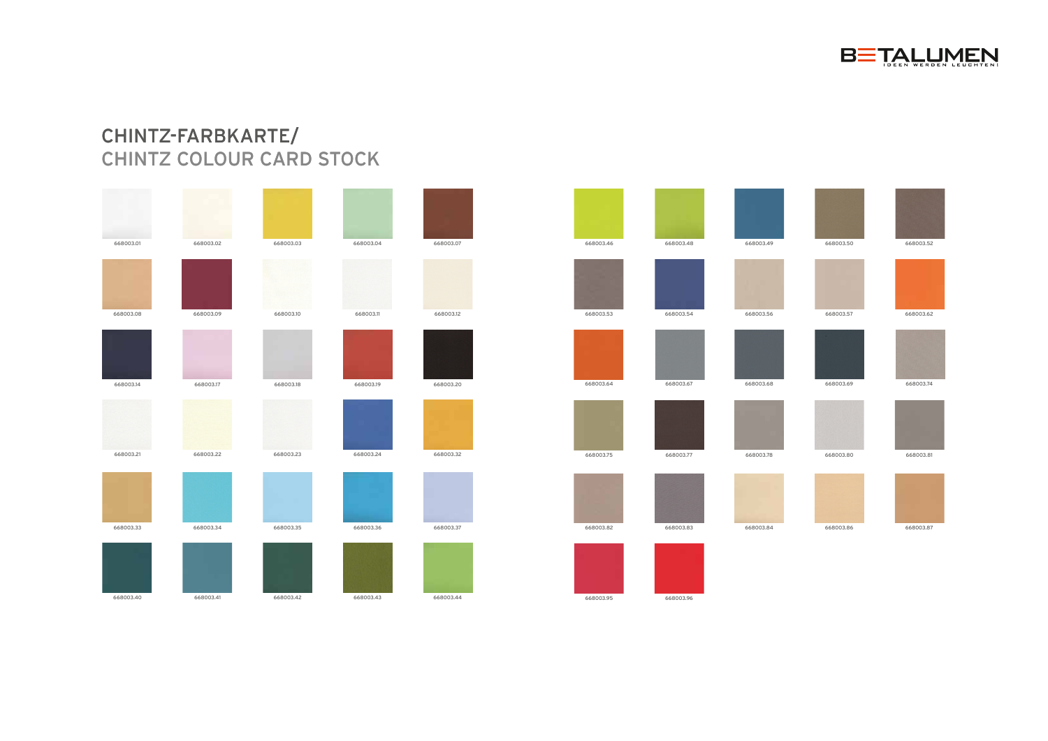# CHINTZ-FARBKARTE/
## CHINTZ COLOUR CARD STOCK

668003.01
668003.02
668003.03
668003.04
668003.07

668003.08
668003.09
668003.10
668003.11
668003.12

668003.14
668003.17
668003.18
668003.19
668003.20

668003.21
668003.22
668003.23
668003.24
668003.32

668003.33
668003.34
668003.35
668003.36
668003.37

668003.40
668003.41
668003.42
668003.43
668003.44

668003.46
668003.48
668003.49
668003.50
668003.52

668003.53
668003.54
668003.56
668003.57
668003.62

668003.64
668003.67
668003.68
668003.69
668003.74

668003.75
668003.77
668003.78
668003.80
668003.81

668003.82
668003.83
668003.84
668003.86
668003.87

668003.95
668003.96